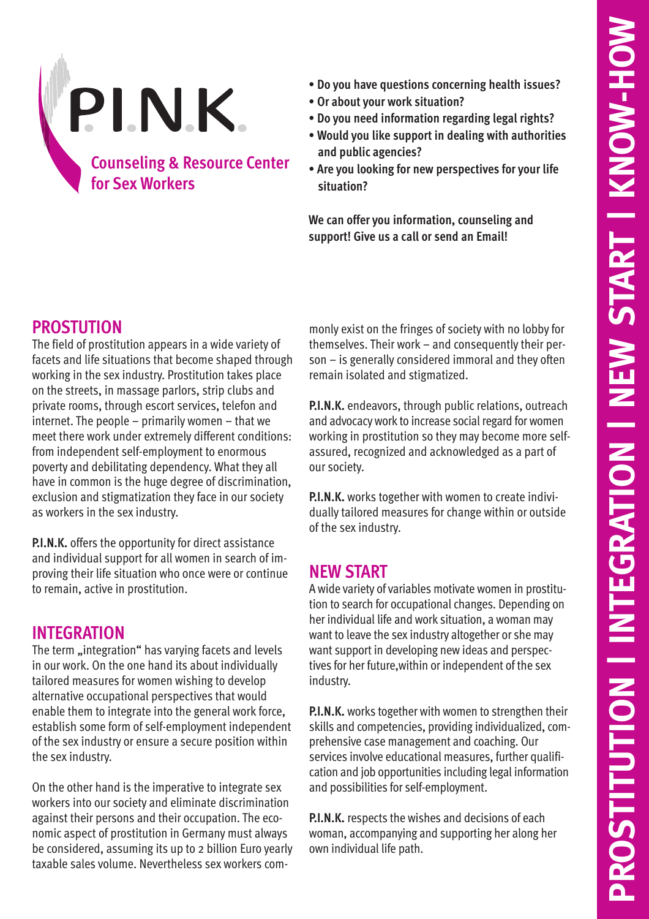# P.I.N.K.

## Counseling & Resource Center for Sex Workers

- **Do you have questions concerning health issues?**
- **Or about your work situation?**
- **Do you need information regarding legal rights?**
- **Would you like support in dealing with authorities and public agencies?**
- **Are you looking for new perspectives for your life situation?**

**We can offer you information, counseling and support! Give us a call or send an Email!**

**PROSTITUTION | INTEGRATION | NEW START | KNOW-HOW**

## PROSTUTION

The field of prostitution appears in a wide variety of facets and life situations that become shaped through working in the sex industry. Prostitution takes place on the streets, in massage parlors, strip clubs and private rooms, through escort services, telefon and internet. The people – primarily women – that we meet there work under extremely different conditions: from independent self-employment to enormous poverty and debilitating dependency. What they all have in common is the huge degree of discrimination, exclusion and stigmatization they face in our society as workers in the sex industry.

**P.I.N.K.** offers the opportunity for direct assistance and individual support for all women in search of improving their life situation who once were or continue to remain, active in prostitution.

## INTEGRATION

The term „integration" has varying facets and levels in our work. On the one hand its about individually tailored measures for women wishing to develop alternative occupational perspectives that would enable them to integrate into the general work force, establish some form of self-employment independent of the sex industry or ensure a secure position within the sex industry.

On the other hand is the imperative to integrate sex workers into our society and eliminate discrimination against their persons and their occupation. The economic aspect of prostitution in Germany must always be considered, assuming its up to 2 billion Euro yearly taxable sales volume. Nevertheless sex workers commonly exist on the fringes of society with no lobby for themselves. Their work – and consequently their person – is generally considered immoral and they often remain isolated and stigmatized.

**P.I.N.K.** endeavors, through public relations, outreach and advocacy work to increase social regard for women working in prostitution so they may become more self-assured, recognized and acknowledged as a part of our society.

**P.I.N.K.** works together with women to create individually tailored measures for change within or outside of the sex industry.

## NEW START

A wide variety of variables motivate women in prostitution to search for occupational changes. Depending on her individual life and work situation, a woman may want to leave the sex industry altogether or she may want support in developing new ideas and perspectives for her future,within or independent of the sex industry.

**P.I.N.K.** works together with women to strengthen their skills and competencies, providing individualized, comprehensive case management and coaching. Our services involve educational measures, further qualification and job opportunities including legal information and possibilities for self-employment.

**P.I.N.K.** respects the wishes and decisions of each woman, accompanying and supporting her along her own individual life path.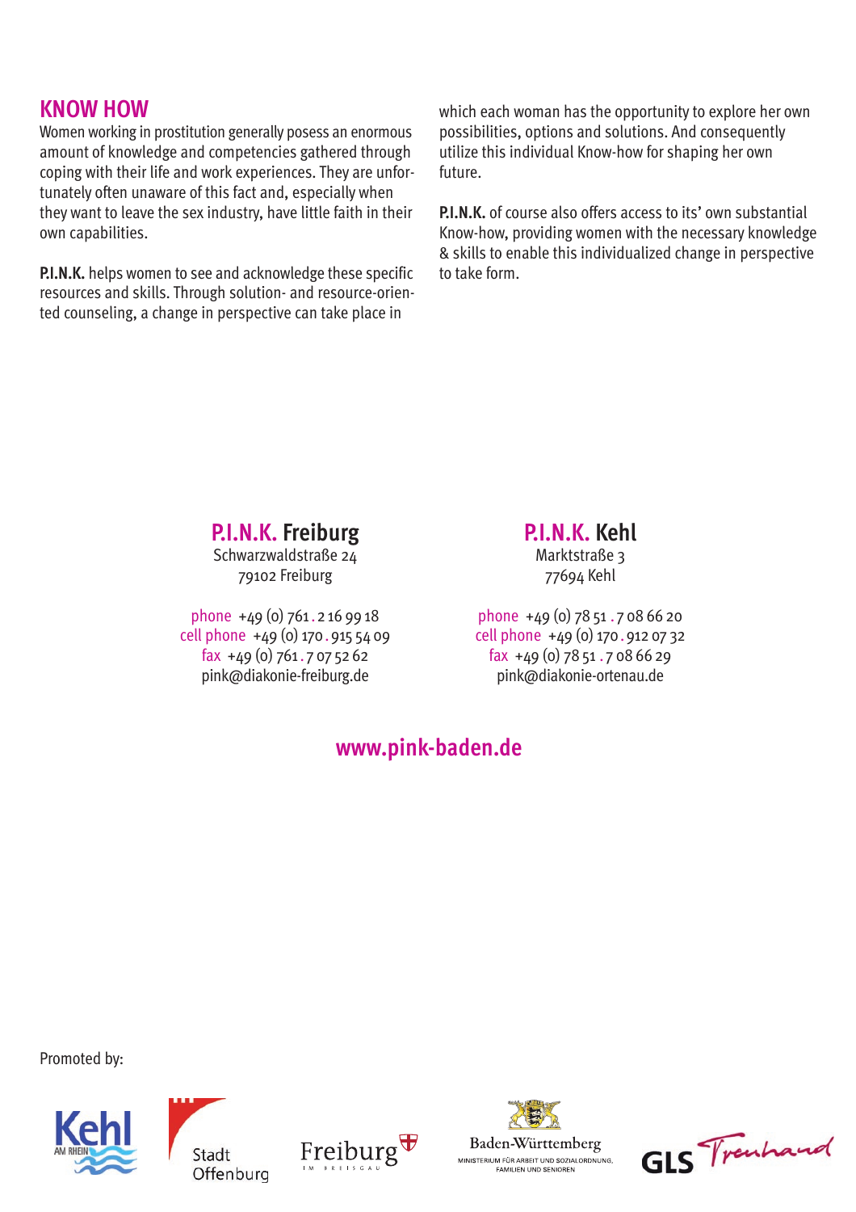## KNOW HOW

Women working in prostitution generally posess an enormous amount of knowledge and competencies gathered through coping with their life and work experiences. They are unfortunately often unaware of this fact and, especially when they want to leave the sex industry, have little faith in their own capabilities.

**P.I.N.K.** helps women to see and acknowledge these specific resources and skills. Through solution- and resource-oriented counseling, a change in perspective can take place in which each woman has the opportunity to explore her own possibilities, options and solutions. And consequently utilize this individual Know-how for shaping her own future.

**P.I.N.K.** of course also offers access to its' own substantial Know-how, providing women with the necessary knowledge & skills to enable this individualized change in perspective to take form.

### P.I.N.K. Freiburg

Schwarzwaldstraße 24
79102 Freiburg

phone +49 (0) 761 . 2 16 99 18
cell phone +49 (0) 170 . 915 54 09
fax +49 (0) 761 . 7 07 52 62
pink@diakonie-freiburg.de

### P.I.N.K. Kehl

Marktstraße 3
77694 Kehl

phone +49 (0) 78 51 . 7 08 66 20
cell phone +49 (0) 170 . 912 07 32
fax +49 (0) 78 51 . 7 08 66 29
pink@diakonie-ortenau.de

**www.pink-baden.de**

Promoted by:

Kehl am Rhein
Stadt Offenburg
Freiburg im Breisgau
Baden-Württemberg Ministerium für Arbeit und Sozialordnung, Familien und Senioren
GLS Treuhand